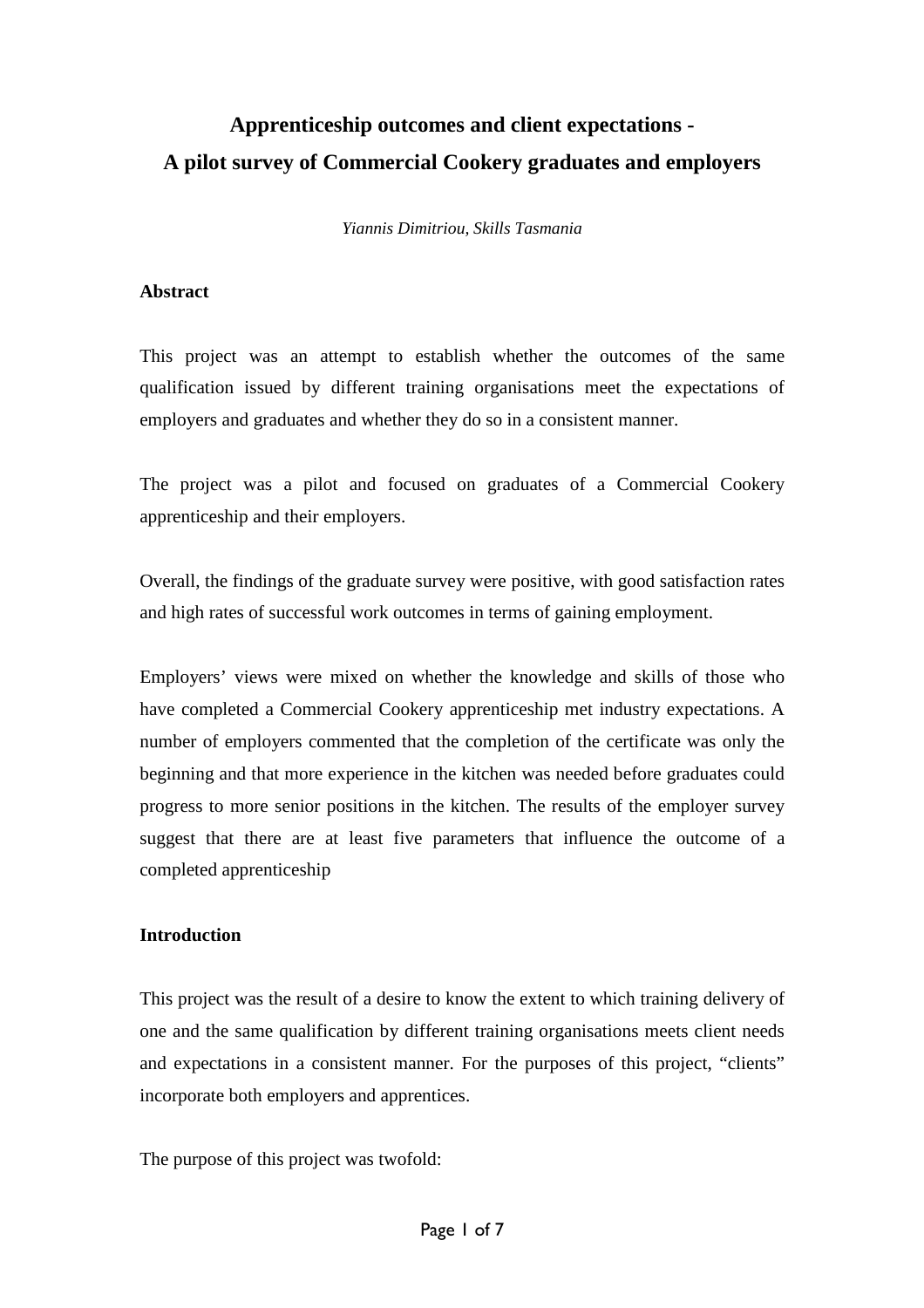# Apprenticeship outcomes and client expectations - A pilot survey of Commercial Cookery graduates and employers

*Yiannis Dimitriou, Skills Tasmania*

## Abstract

This project was an attempt to establish whether the outcomes of the same qualification issued by different training organisations meet the expectations of employers and graduates and whether they do so in a consistent manner.

The project was a pilot and focused on graduates of a Commercial Cookery apprenticeship and their employers.

Overall, the findings of the graduate survey were positive, with good satisfaction rates and high rates of successful work outcomes in terms of gaining employment.

Employers' views were mixed on whether the knowledge and skills of those who have completed a Commercial Cookery apprenticeship met industry expectations. A number of employers commented that the completion of the certificate was only the beginning and that more experience in the kitchen was needed before graduates could progress to more senior positions in the kitchen. The results of the employer survey suggest that there are at least five parameters that influence the outcome of a completed apprenticeship

## Introduction

This project was the result of a desire to know the extent to which training delivery of one and the same qualification by different training organisations meets client needs and expectations in a consistent manner. For the purposes of this project, "clients" incorporate both employers and apprentices.

The purpose of this project was twofold: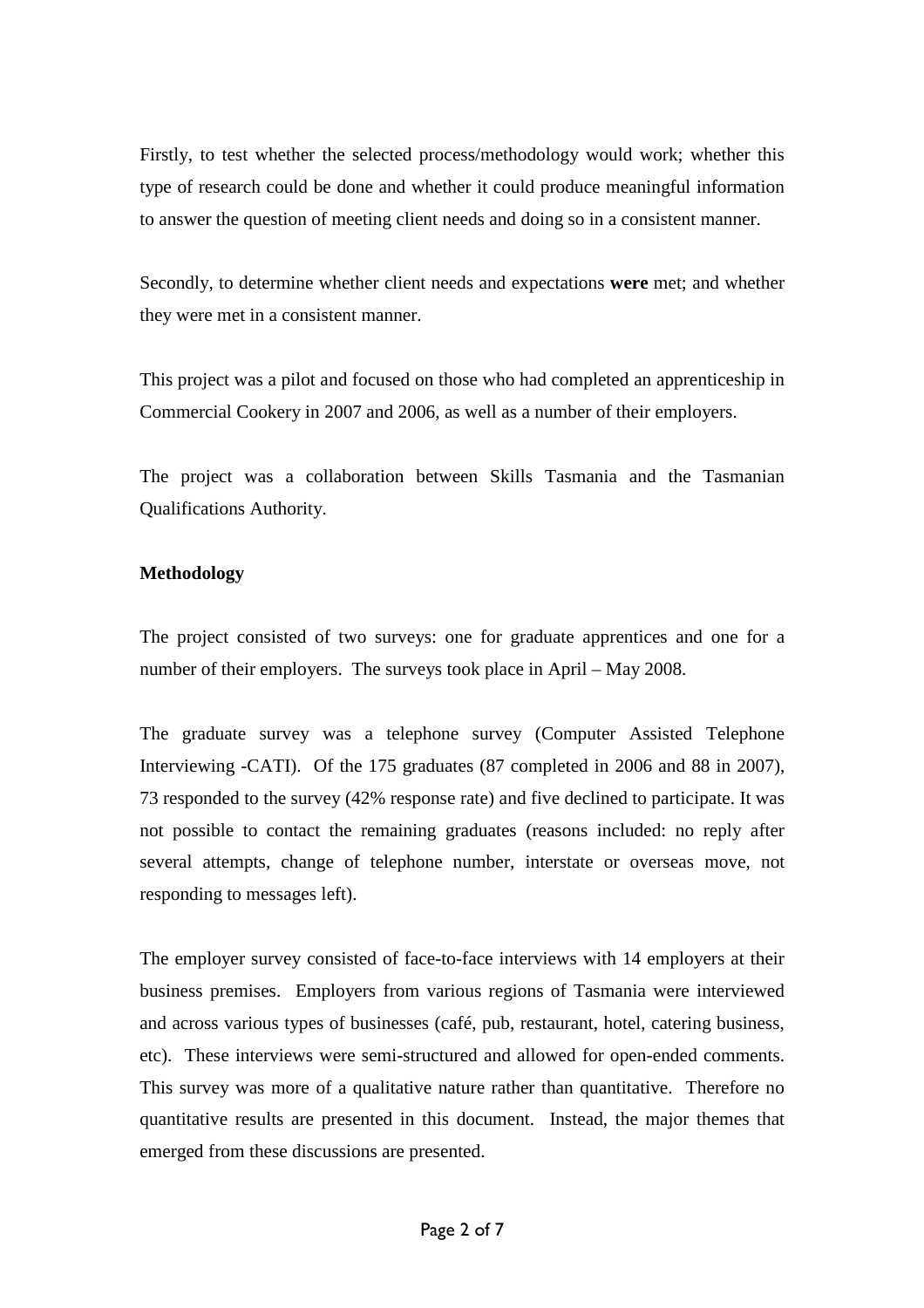Firstly, to test whether the selected process/methodology would work; whether this type of research could be done and whether it could produce meaningful information to answer the question of meeting client needs and doing so in a consistent manner.

Secondly, to determine whether client needs and expectations **were** met; and whether they were met in a consistent manner.

This project was a pilot and focused on those who had completed an apprenticeship in Commercial Cookery in 2007 and 2006, as well as a number of their employers.

The project was a collaboration between Skills Tasmania and the Tasmanian Qualifications Authority.

**Methodology**

The project consisted of two surveys: one for graduate apprentices and one for a number of their employers. The surveys took place in April – May 2008.

The graduate survey was a telephone survey (Computer Assisted Telephone Interviewing -CATI). Of the 175 graduates (87 completed in 2006 and 88 in 2007), 73 responded to the survey (42% response rate) and five declined to participate. It was not possible to contact the remaining graduates (reasons included: no reply after several attempts, change of telephone number, interstate or overseas move, not responding to messages left).

The employer survey consisted of face-to-face interviews with 14 employers at their business premises. Employers from various regions of Tasmania were interviewed and across various types of businesses (café, pub, restaurant, hotel, catering business, etc). These interviews were semi-structured and allowed for open-ended comments. This survey was more of a qualitative nature rather than quantitative. Therefore no quantitative results are presented in this document. Instead, the major themes that emerged from these discussions are presented.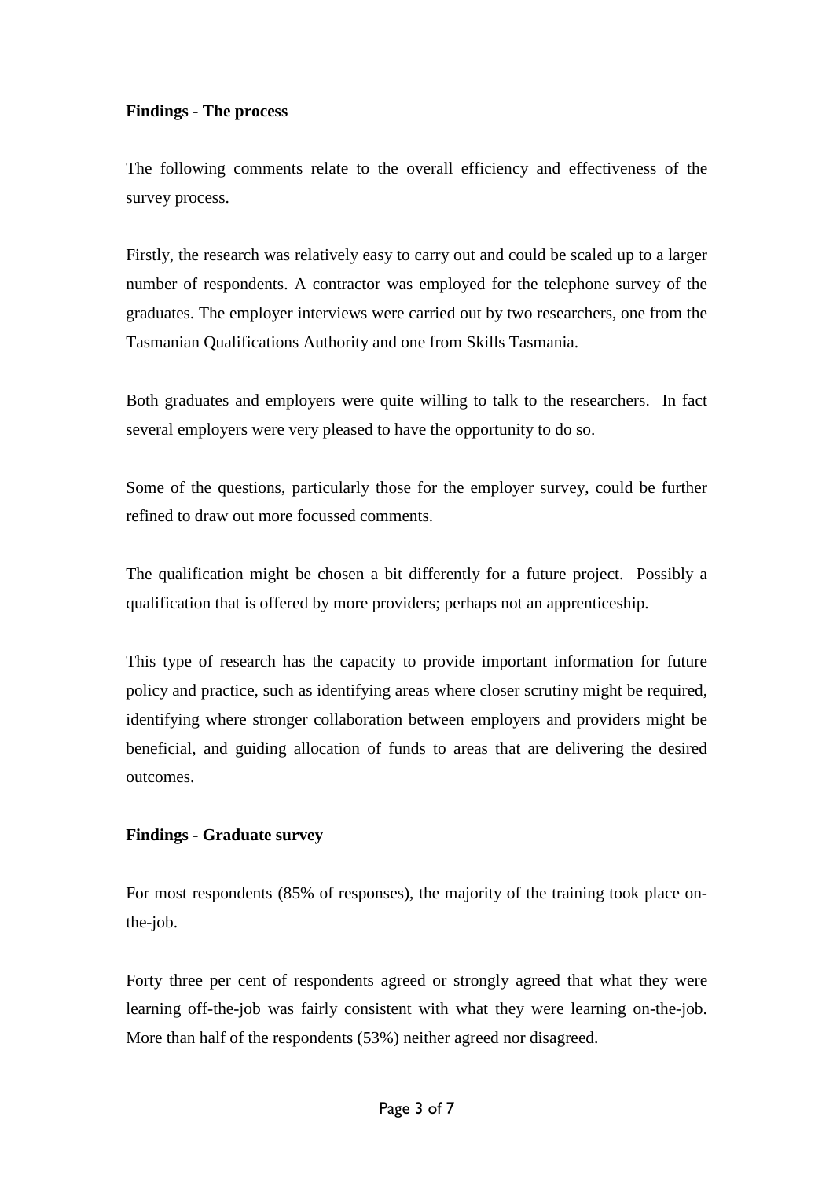**Findings - The process**

The following comments relate to the overall efficiency and effectiveness of the survey process.

Firstly, the research was relatively easy to carry out and could be scaled up to a larger number of respondents. A contractor was employed for the telephone survey of the graduates. The employer interviews were carried out by two researchers, one from the Tasmanian Qualifications Authority and one from Skills Tasmania.

Both graduates and employers were quite willing to talk to the researchers. In fact several employers were very pleased to have the opportunity to do so.

Some of the questions, particularly those for the employer survey, could be further refined to draw out more focussed comments.

The qualification might be chosen a bit differently for a future project. Possibly a qualification that is offered by more providers; perhaps not an apprenticeship.

This type of research has the capacity to provide important information for future policy and practice, such as identifying areas where closer scrutiny might be required, identifying where stronger collaboration between employers and providers might be beneficial, and guiding allocation of funds to areas that are delivering the desired outcomes.

**Findings - Graduate survey**

For most respondents (85% of responses), the majority of the training took place on-the-job.

Forty three per cent of respondents agreed or strongly agreed that what they were learning off-the-job was fairly consistent with what they were learning on-the-job. More than half of the respondents (53%) neither agreed nor disagreed.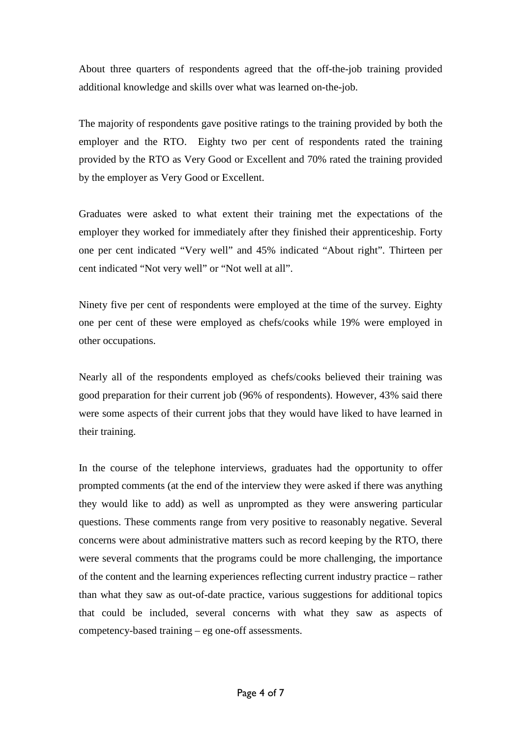About three quarters of respondents agreed that the off-the-job training provided additional knowledge and skills over what was learned on-the-job.

The majority of respondents gave positive ratings to the training provided by both the employer and the RTO. Eighty two per cent of respondents rated the training provided by the RTO as Very Good or Excellent and 70% rated the training provided by the employer as Very Good or Excellent.

Graduates were asked to what extent their training met the expectations of the employer they worked for immediately after they finished their apprenticeship. Forty one per cent indicated "Very well" and 45% indicated "About right". Thirteen per cent indicated "Not very well" or "Not well at all".

Ninety five per cent of respondents were employed at the time of the survey. Eighty one per cent of these were employed as chefs/cooks while 19% were employed in other occupations.

Nearly all of the respondents employed as chefs/cooks believed their training was good preparation for their current job (96% of respondents). However, 43% said there were some aspects of their current jobs that they would have liked to have learned in their training.

In the course of the telephone interviews, graduates had the opportunity to offer prompted comments (at the end of the interview they were asked if there was anything they would like to add) as well as unprompted as they were answering particular questions. These comments range from very positive to reasonably negative. Several concerns were about administrative matters such as record keeping by the RTO, there were several comments that the programs could be more challenging, the importance of the content and the learning experiences reflecting current industry practice – rather than what they saw as out-of-date practice, various suggestions for additional topics that could be included, several concerns with what they saw as aspects of competency-based training – eg one-off assessments.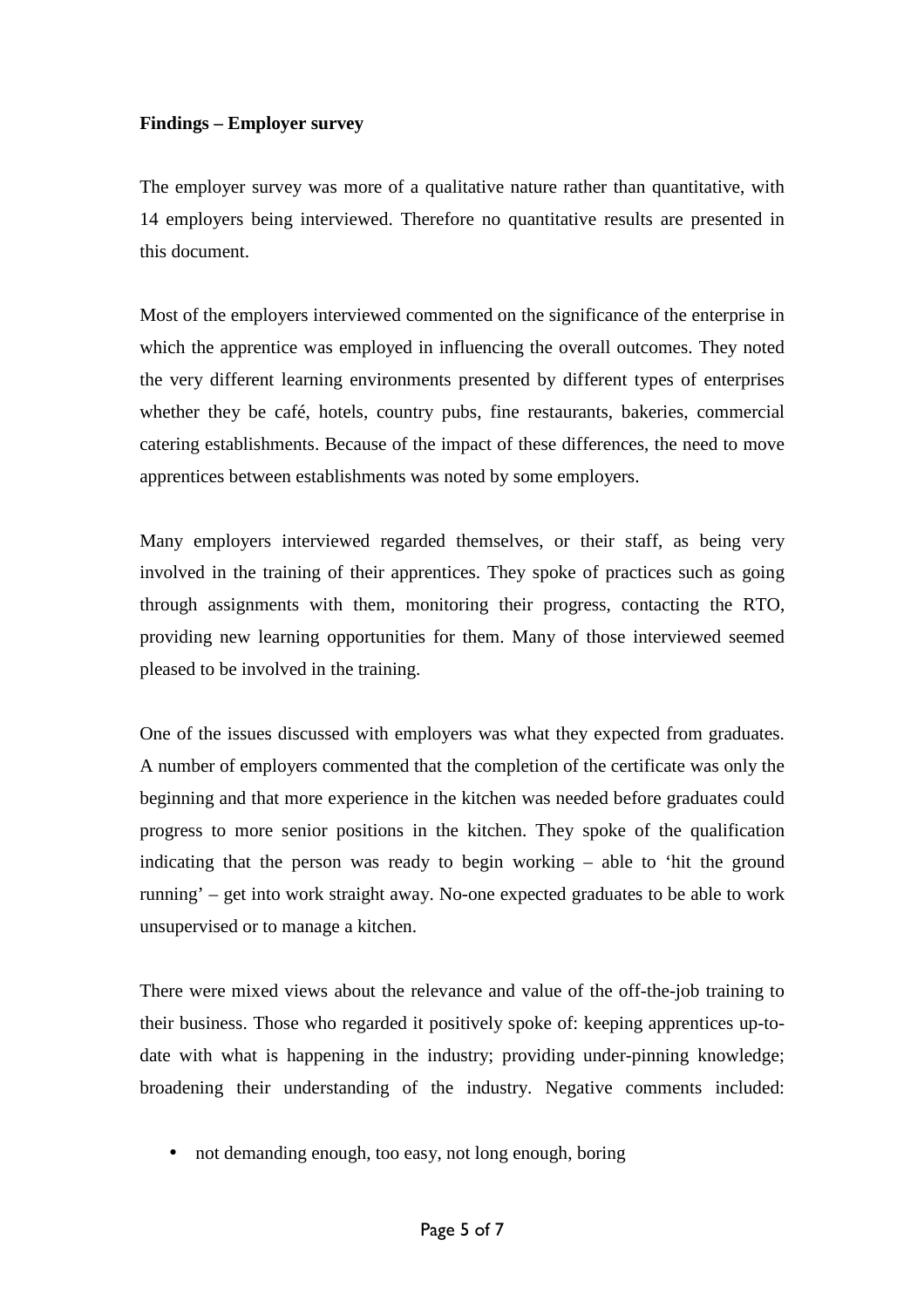**Findings – Employer survey**

The employer survey was more of a qualitative nature rather than quantitative, with 14 employers being interviewed. Therefore no quantitative results are presented in this document.

Most of the employers interviewed commented on the significance of the enterprise in which the apprentice was employed in influencing the overall outcomes. They noted the very different learning environments presented by different types of enterprises whether they be café, hotels, country pubs, fine restaurants, bakeries, commercial catering establishments. Because of the impact of these differences, the need to move apprentices between establishments was noted by some employers.

Many employers interviewed regarded themselves, or their staff, as being very involved in the training of their apprentices. They spoke of practices such as going through assignments with them, monitoring their progress, contacting the RTO, providing new learning opportunities for them. Many of those interviewed seemed pleased to be involved in the training.

One of the issues discussed with employers was what they expected from graduates. A number of employers commented that the completion of the certificate was only the beginning and that more experience in the kitchen was needed before graduates could progress to more senior positions in the kitchen. They spoke of the qualification indicating that the person was ready to begin working – able to 'hit the ground running' – get into work straight away. No-one expected graduates to be able to work unsupervised or to manage a kitchen.

There were mixed views about the relevance and value of the off-the-job training to their business. Those who regarded it positively spoke of: keeping apprentices up-to-date with what is happening in the industry; providing under-pinning knowledge; broadening their understanding of the industry. Negative comments included:

- not demanding enough, too easy, not long enough, boring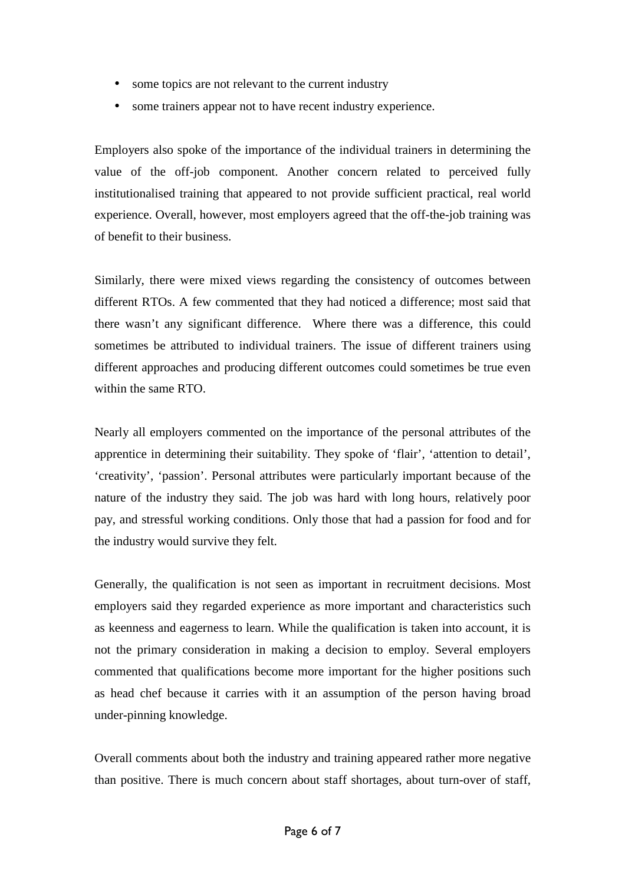- some topics are not relevant to the current industry
- some trainers appear not to have recent industry experience.

Employers also spoke of the importance of the individual trainers in determining the value of the off-job component. Another concern related to perceived fully institutionalised training that appeared to not provide sufficient practical, real world experience. Overall, however, most employers agreed that the off-the-job training was of benefit to their business.

Similarly, there were mixed views regarding the consistency of outcomes between different RTOs. A few commented that they had noticed a difference; most said that there wasn't any significant difference. Where there was a difference, this could sometimes be attributed to individual trainers. The issue of different trainers using different approaches and producing different outcomes could sometimes be true even within the same RTO.

Nearly all employers commented on the importance of the personal attributes of the apprentice in determining their suitability. They spoke of 'flair', 'attention to detail', 'creativity', 'passion'. Personal attributes were particularly important because of the nature of the industry they said. The job was hard with long hours, relatively poor pay, and stressful working conditions. Only those that had a passion for food and for the industry would survive they felt.

Generally, the qualification is not seen as important in recruitment decisions. Most employers said they regarded experience as more important and characteristics such as keenness and eagerness to learn. While the qualification is taken into account, it is not the primary consideration in making a decision to employ. Several employers commented that qualifications become more important for the higher positions such as head chef because it carries with it an assumption of the person having broad under-pinning knowledge.

Overall comments about both the industry and training appeared rather more negative than positive. There is much concern about staff shortages, about turn-over of staff,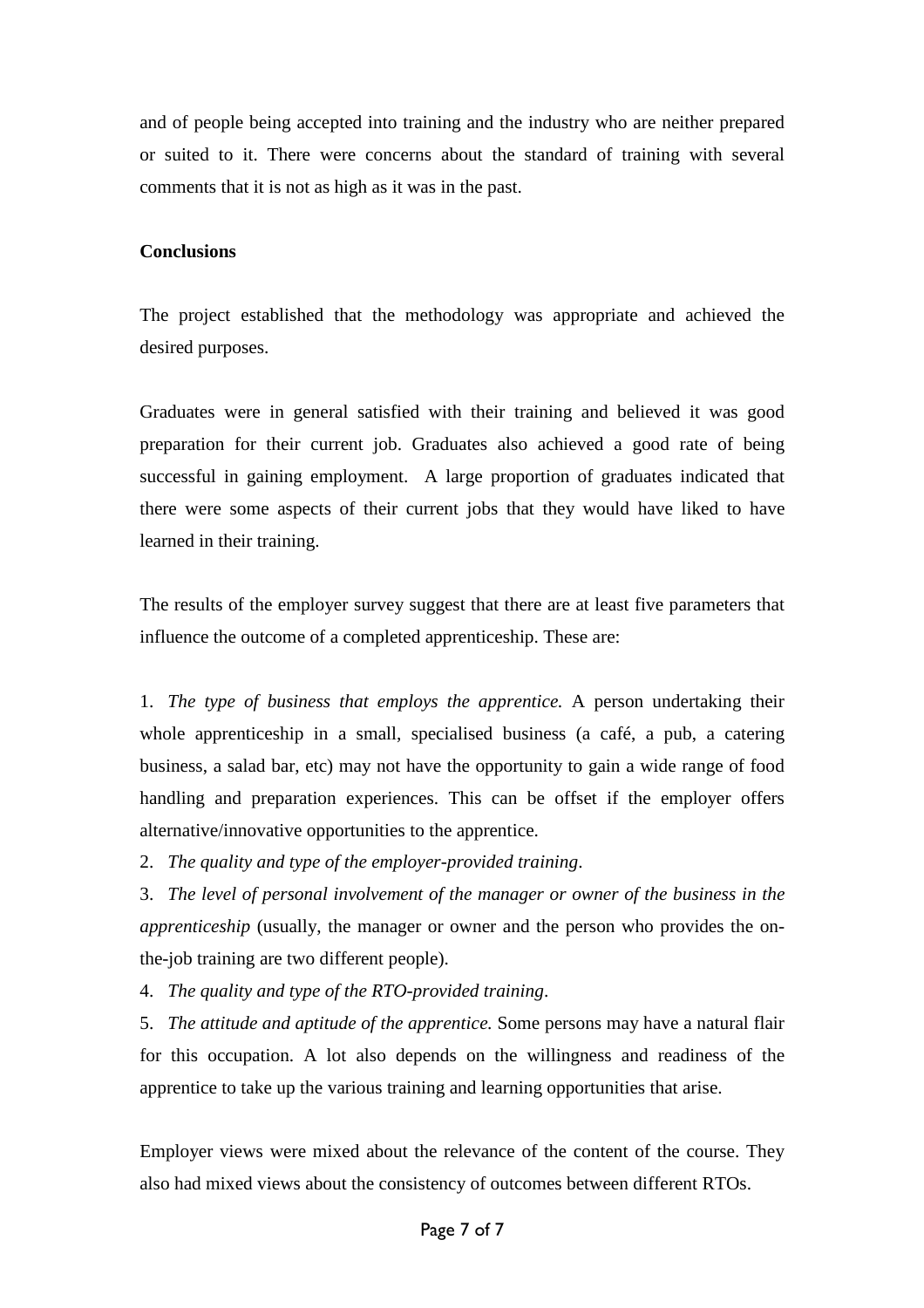and of people being accepted into training and the industry who are neither prepared or suited to it. There were concerns about the standard of training with several comments that it is not as high as it was in the past.

**Conclusions**

The project established that the methodology was appropriate and achieved the desired purposes.

Graduates were in general satisfied with their training and believed it was good preparation for their current job. Graduates also achieved a good rate of being successful in gaining employment. A large proportion of graduates indicated that there were some aspects of their current jobs that they would have liked to have learned in their training.

The results of the employer survey suggest that there are at least five parameters that influence the outcome of a completed apprenticeship. These are:

1. *The type of business that employs the apprentice.* A person undertaking their whole apprenticeship in a small, specialised business (a café, a pub, a catering business, a salad bar, etc) may not have the opportunity to gain a wide range of food handling and preparation experiences. This can be offset if the employer offers alternative/innovative opportunities to the apprentice.
2. *The quality and type of the employer-provided training*.
3. *The level of personal involvement of the manager or owner of the business in the apprenticeship* (usually, the manager or owner and the person who provides the on-the-job training are two different people).
4. *The quality and type of the RTO-provided training*.
5. *The attitude and aptitude of the apprentice.* Some persons may have a natural flair for this occupation. A lot also depends on the willingness and readiness of the apprentice to take up the various training and learning opportunities that arise.

Employer views were mixed about the relevance of the content of the course. They also had mixed views about the consistency of outcomes between different RTOs.